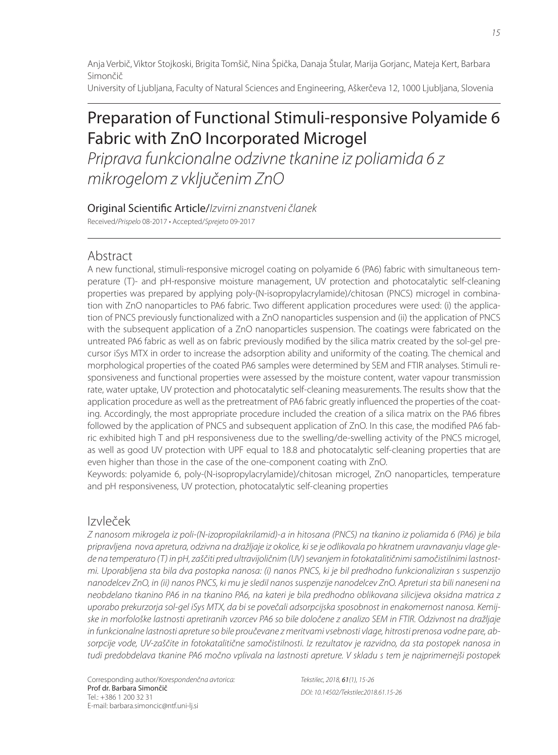Anja Verbič, Viktor Stojkoski, Brigita Tomšič, Nina Špička, Danaja Štular, Marija Gorjanc, Mateja Kert, Barbara Simončič

University of Ljubljana, Faculty of Natural Sciences and Engineering, Aškerčeva 12, 1000 Ljubljana, Slovenia

# Preparation of Functional Stimuli-responsive Polyamide 6 Fabric with ZnO Incorporated Microgel

*Priprava funkcionalne odzivne tkanine iz poliamida 6 z mikrogelom z vključenim ZnO*

Original Scientific Article/*Izvirni znanstveni članek*

Received/*Prispelo* 08-2017 • Accepted/*Sprejeto* 09-2017

## Abstract

A new functional, stimuli-responsive microgel coating on polyamide 6 (PA6) fabric with simultaneous temperature (T)- and pH-responsive moisture management, UV protection and photocatalytic self-cleaning properties was prepared by applying poly-(N-isopropylacrylamide)/chitosan (PNCS) microgel in combination with ZnO nanoparticles to PA6 fabric. Two different application procedures were used: (i) the application of PNCS previously functionalized with a ZnO nanoparticles suspension and (ii) the application of PNCS with the subsequent application of a ZnO nanoparticles suspension. The coatings were fabricated on the untreated PA6 fabric as well as on fabric previously modified by the silica matrix created by the sol-gel precursor iSys MTX in order to increase the adsorption ability and uniformity of the coating. The chemical and morphological properties of the coated PA6 samples were determined by SEM and FTIR analyses. Stimuli responsiveness and functional properties were assessed by the moisture content, water vapour transmission rate, water uptake, UV protection and photocatalytic self-cleaning measurements. The results show that the application procedure as well as the pretreatment of PA6 fabric greatly influenced the properties of the coating. Accordingly, the most appropriate procedure included the creation of a silica matrix on the PA6 fibres followed by the application of PNCS and subsequent application of ZnO. In this case, the modified PA6 fabric exhibited high T and pH responsiveness due to the swelling/de-swelling activity of the PNCS microgel, as well as good UV protection with UPF equal to 18.8 and photocatalytic self-cleaning properties that are even higher than those in the case of the one-component coating with ZnO.

Keywords: polyamide 6, poly-(N-isopropylacrylamide)/chitosan microgel, ZnO nanoparticles, temperature and pH responsiveness, UV protection, photocatalytic self-cleaning properties

## Izvleček

*Z nanosom mikrogela iz poli-(N-izopropilakrilamid)-a in hitosana (PNCS) na tkanino iz poliamida 6 (PA6) je bila pripravljena nova apretura, odzivna na dražljaje iz okolice, ki se je odlikovala po hkratnem uravnavanju vlage glede na temperaturo (T) in pH, zaščiti pred ultravijoličnim (UV) sevanjem in fotokatalitičnimi samočistilnimi lastnostmi. Uporabljena sta bila dva postopka nanosa: (i) nanos PNCS, ki je bil predhodno funkcionaliziran s suspenzijo nanodelcev ZnO, in (ii) nanos PNCS, ki mu je sledil nanos suspenzije nanodelcev ZnO. Apreturi sta bili naneseni na neobdelano tkanino PA6 in na tkanino PA6, na kateri je bila predhodno oblikovana silicijeva oksidna matrica z uporabo prekurzorja sol-gel iSys MTX, da bi se povečali adsorpcijska sposobnost in enakomernost nanosa. Kemijske in morfološke lastnosti apretiranih vzorcev PA6 so bile določene z analizo SEM in FTIR. Odzivnost na dražljaje in funkcionalne lastnosti apreture so bile proučevane z meritvami vsebnosti vlage, hitrosti prenosa vodne pare, absorpcije vode, UV-zaščite in fotokatalitične samočistilnosti. Iz rezultatov je razvidno, da sta postopek nanosa in tudi predobdelava tkanine PA6 močno vplivala na lastnosti apreture. V skladu s tem je najprimernejši postopek*

Corresponding author/*Korespondenčna avtorica:*
Prof dr. Barbara Simončič
Tel.: +386 1 200 32 31
E-mail: barbara.simoncic@ntf.uni-lj.si

*Tekstilec, 2018, 61(1), 15-26*
*DOI: 10.14502/Tekstilec2018.61.15-26*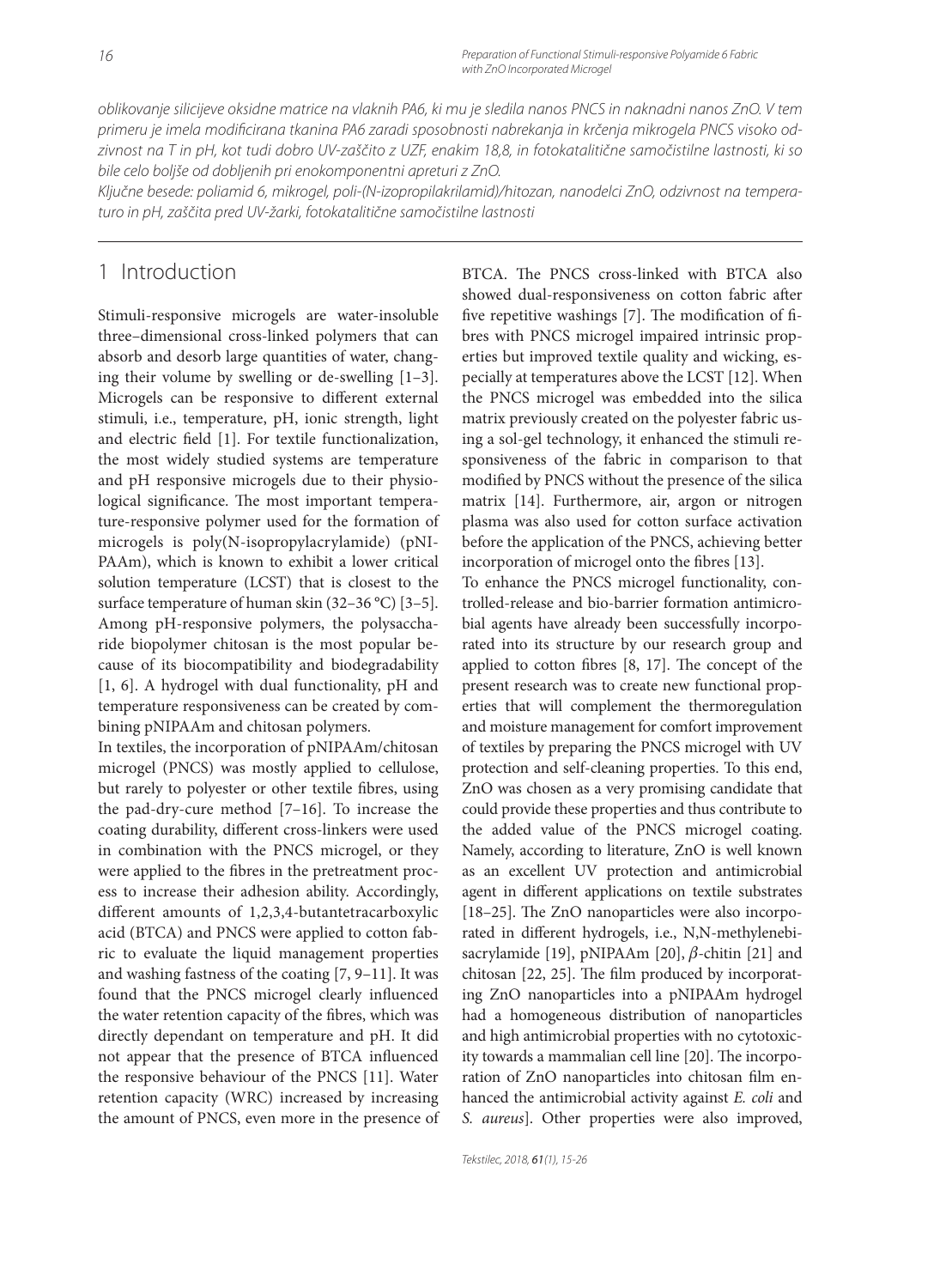*oblikovanje silicijeve oksidne matrice na vlaknih PA6, ki mu je sledila nanos PNCS in naknadni nanos ZnO. V tem primeru je imela modificirana tkanina PA6 zaradi sposobnosti nabrekanja in krčenja mikrogela PNCS visoko odzivnost na T in pH, kot tudi dobro UV-zaščito z UZF, enakim 18,8, in fotokatalitične samočistilne lastnosti, ki so bile celo boljše od dobljenih pri enokomponentni apreturi z ZnO.*

*Ključne besede: poliamid 6, mikrogel, poli-(N-izopropilakrilamid)/hitozan, nanodelci ZnO, odzivnost na temperaturo in pH, zaščita pred UV-žarki, fotokatalitične samočistilne lastnosti*

## 1 Introduction

Stimuli-responsive microgels are water-insoluble three–dimensional cross-linked polymers that can absorb and desorb large quantities of water, changing their volume by swelling or de-swelling [1–3]. Microgels can be responsive to different external stimuli, i.e., temperature, pH, ionic strength, light and electric field [1]. For textile functionalization, the most widely studied systems are temperature and pH responsive microgels due to their physiological significance. The most important temperature-responsive polymer used for the formation of microgels is poly(N-isopropylacrylamide) (pNIPAAm), which is known to exhibit a lower critical solution temperature (LCST) that is closest to the surface temperature of human skin (32–36 °C) [3–5]. Among pH-responsive polymers, the polysaccharide biopolymer chitosan is the most popular because of its biocompatibility and biodegradability [1, 6]. A hydrogel with dual functionality, pH and temperature responsiveness can be created by combining pNIPAAm and chitosan polymers.

In textiles, the incorporation of pNIPAAm/chitosan microgel (PNCS) was mostly applied to cellulose, but rarely to polyester or other textile fibres, using the pad-dry-cure method [7–16]. To increase the coating durability, different cross-linkers were used in combination with the PNCS microgel, or they were applied to the fibres in the pretreatment process to increase their adhesion ability. Accordingly, different amounts of 1,2,3,4-butantetracarboxylic acid (BTCA) and PNCS were applied to cotton fabric to evaluate the liquid management properties and washing fastness of the coating [7, 9–11]. It was found that the PNCS microgel clearly influenced the water retention capacity of the fibres, which was directly dependant on temperature and pH. It did not appear that the presence of BTCA influenced the responsive behaviour of the PNCS [11]. Water retention capacity (WRC) increased by increasing the amount of PNCS, even more in the presence of BTCA. The PNCS cross-linked with BTCA also showed dual-responsiveness on cotton fabric after five repetitive washings [7]. The modification of fibres with PNCS microgel impaired intrinsic properties but improved textile quality and wicking, especially at temperatures above the LCST [12]. When the PNCS microgel was embedded into the silica matrix previously created on the polyester fabric using a sol-gel technology, it enhanced the stimuli responsiveness of the fabric in comparison to that modified by PNCS without the presence of the silica matrix [14]. Furthermore, air, argon or nitrogen plasma was also used for cotton surface activation before the application of the PNCS, achieving better incorporation of microgel onto the fibres [13].

To enhance the PNCS microgel functionality, controlled-release and bio-barrier formation antimicrobial agents have already been successfully incorporated into its structure by our research group and applied to cotton fibres [8, 17]. The concept of the present research was to create new functional properties that will complement the thermoregulation and moisture management for comfort improvement of textiles by preparing the PNCS microgel with UV protection and self-cleaning properties. To this end, ZnO was chosen as a very promising candidate that could provide these properties and thus contribute to the added value of the PNCS microgel coating. Namely, according to literature, ZnO is well known as an excellent UV protection and antimicrobial agent in different applications on textile substrates [18–25]. The ZnO nanoparticles were also incorporated in different hydrogels, i.e., N,N-methylenebisacrylamide [19], pNIPAAm [20], $\beta$-chitin [21] and chitosan [22, 25]. The film produced by incorporating ZnO nanoparticles into a pNIPAAm hydrogel had a homogeneous distribution of nanoparticles and high antimicrobial properties with no cytotoxicity towards a mammalian cell line [20]. The incorporation of ZnO nanoparticles into chitosan film enhanced the antimicrobial activity against *E. coli* and *S. aureus*]. Other properties were also improved,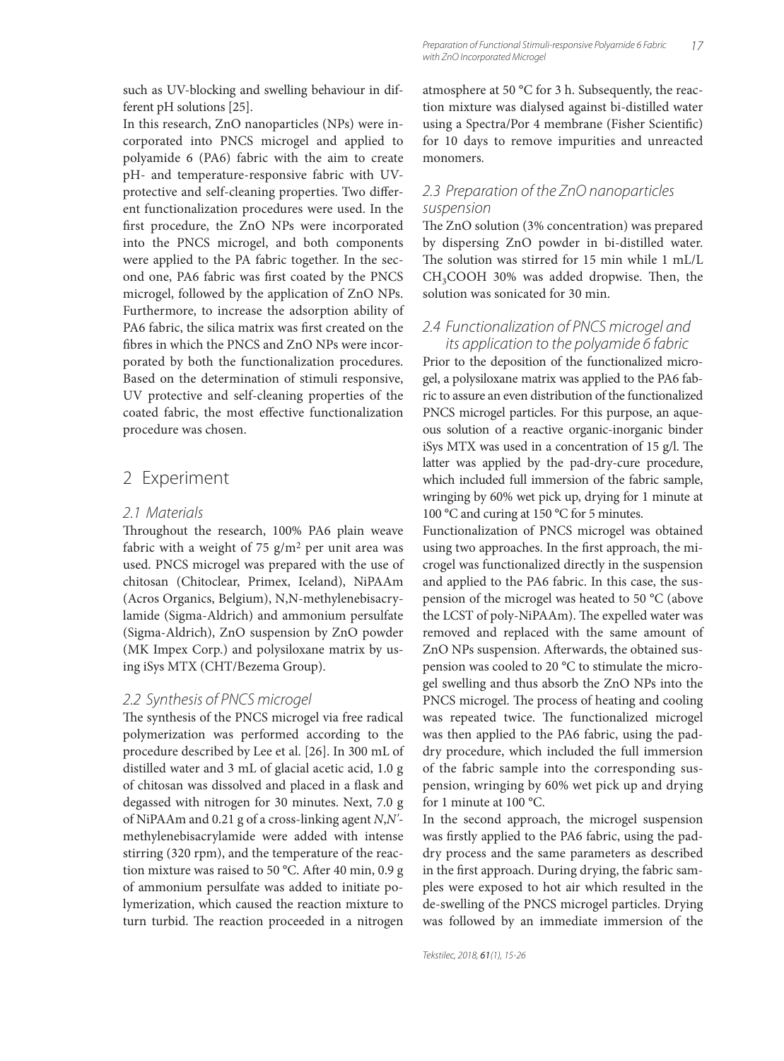such as UV-blocking and swelling behaviour in different pH solutions [25].

In this research, ZnO nanoparticles (NPs) were incorporated into PNCS microgel and applied to polyamide 6 (PA6) fabric with the aim to create pH- and temperature-responsive fabric with UV-protective and self-cleaning properties. Two different functionalization procedures were used. In the first procedure, the ZnO NPs were incorporated into the PNCS microgel, and both components were applied to the PA fabric together. In the second one, PA6 fabric was first coated by the PNCS microgel, followed by the application of ZnO NPs. Furthermore, to increase the adsorption ability of PA6 fabric, the silica matrix was first created on the fibres in which the PNCS and ZnO NPs were incorporated by both the functionalization procedures. Based on the determination of stimuli responsive, UV protective and self-cleaning properties of the coated fabric, the most effective functionalization procedure was chosen.

# 2 Experiment

## 2.1 Materials

Throughout the research, 100% PA6 plain weave fabric with a weight of 75 g/m$^2$ per unit area was used. PNCS microgel was prepared with the use of chitosan (Chitoclear, Primex, Iceland), NiPAAm (Acros Organics, Belgium), N,N-methylenebisacrylamide (Sigma-Aldrich) and ammonium persulfate (Sigma-Aldrich), ZnO suspension by ZnO powder (MK Impex Corp.) and polysiloxane matrix by using iSys MTX (CHT/Bezema Group).

## 2.2 Synthesis of PNCS microgel

The synthesis of the PNCS microgel via free radical polymerization was performed according to the procedure described by Lee et al. [26]. In 300 mL of distilled water and 3 mL of glacial acetic acid, 1.0 g of chitosan was dissolved and placed in a flask and degassed with nitrogen for 30 minutes. Next, 7.0 g of NiPAAm and 0.21 g of a cross-linking agent *N*,*N′*-methylenebisacrylamide were added with intense stirring (320 rpm), and the temperature of the reaction mixture was raised to 50 °C. After 40 min, 0.9 g of ammonium persulfate was added to initiate polymerization, which caused the reaction mixture to turn turbid. The reaction proceeded in a nitrogen atmosphere at 50 °C for 3 h. Subsequently, the reaction mixture was dialysed against bi-distilled water using a Spectra/Por 4 membrane (Fisher Scientific) for 10 days to remove impurities and unreacted monomers.

## 2.3 Preparation of the ZnO nanoparticles suspension

The ZnO solution (3% concentration) was prepared by dispersing ZnO powder in bi-distilled water. The solution was stirred for 15 min while 1 mL/L $CH_3COOH$ 30% was added dropwise. Then, the solution was sonicated for 30 min.

## 2.4 Functionalization of PNCS microgel and its application to the polyamide 6 fabric

Prior to the deposition of the functionalized microgel, a polysiloxane matrix was applied to the PA6 fabric to assure an even distribution of the functionalized PNCS microgel particles. For this purpose, an aqueous solution of a reactive organic-inorganic binder iSys MTX was used in a concentration of 15 g/l. The latter was applied by the pad-dry-cure procedure, which included full immersion of the fabric sample, wringing by 60% wet pick up, drying for 1 minute at 100 °C and curing at 150 °C for 5 minutes.

Functionalization of PNCS microgel was obtained using two approaches. In the first approach, the microgel was functionalized directly in the suspension and applied to the PA6 fabric. In this case, the suspension of the microgel was heated to 50 °C (above the LCST of poly-NiPAAm). The expelled water was removed and replaced with the same amount of ZnO NPs suspension. Afterwards, the obtained suspension was cooled to 20 °C to stimulate the microgel swelling and thus absorb the ZnO NPs into the PNCS microgel. The process of heating and cooling was repeated twice. The functionalized microgel was then applied to the PA6 fabric, using the pad-dry procedure, which included the full immersion of the fabric sample into the corresponding suspension, wringing by 60% wet pick up and drying for 1 minute at 100 °C.

In the second approach, the microgel suspension was firstly applied to the PA6 fabric, using the pad-dry process and the same parameters as described in the first approach. During drying, the fabric samples were exposed to hot air which resulted in the de-swelling of the PNCS microgel particles. Drying was followed by an immediate immersion of the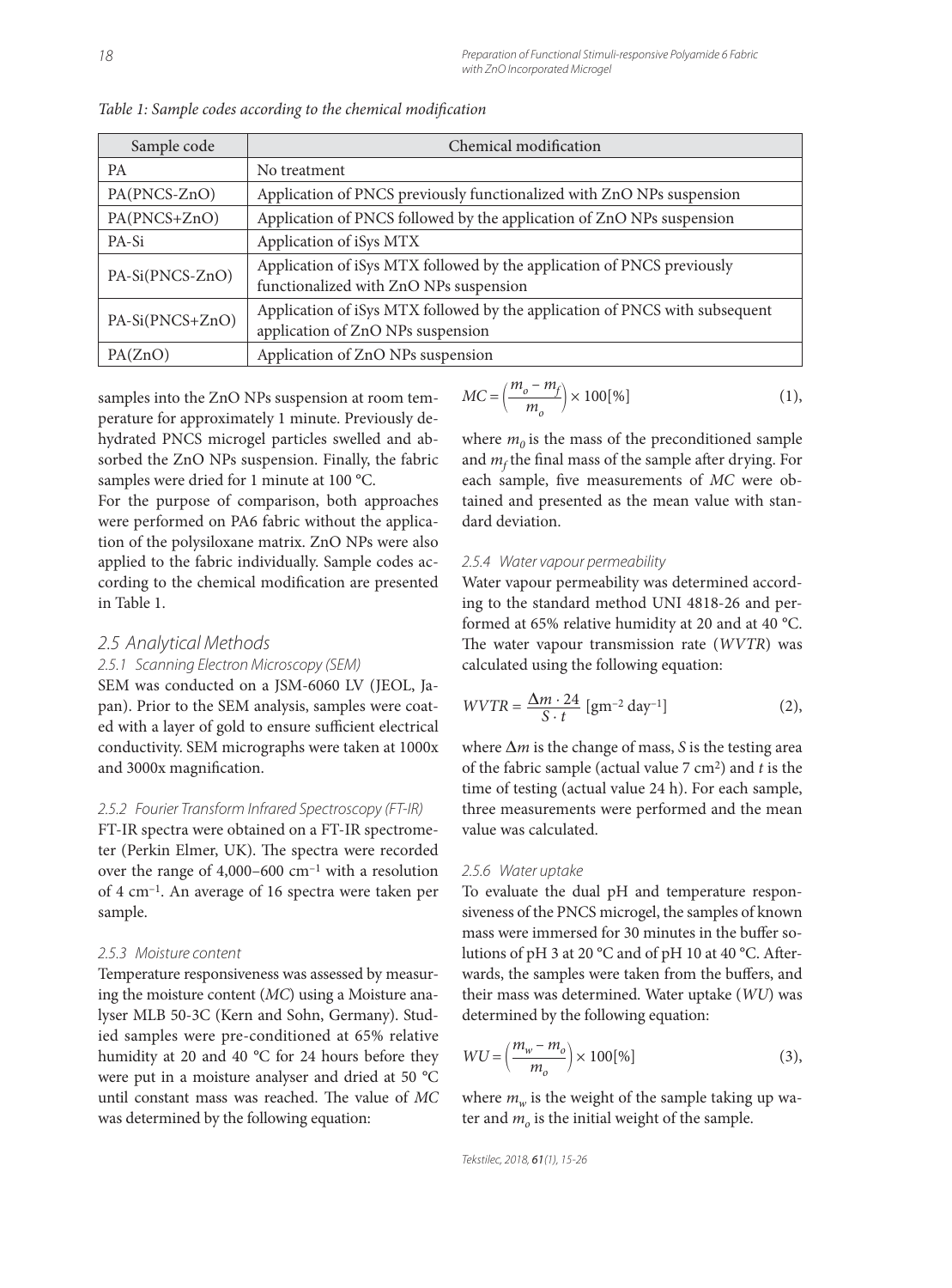*Table 1: Sample codes according to the chemical modification*

| Sample code | Chemical modification |
|---|---|
| PA | No treatment |
| PA(PNCS-ZnO) | Application of PNCS previously functionalized with ZnO NPs suspension |
| PA(PNCS+ZnO) | Application of PNCS followed by the application of ZnO NPs suspension |
| PA-Si | Application of iSys MTX |
| PA-Si(PNCS-ZnO) | Application of iSys MTX followed by the application of PNCS previously functionalized with ZnO NPs suspension |
| PA-Si(PNCS+ZnO) | Application of iSys MTX followed by the application of PNCS with subsequent application of ZnO NPs suspension |
| PA(ZnO) | Application of ZnO NPs suspension |

samples into the ZnO NPs suspension at room temperature for approximately 1 minute. Previously dehydrated PNCS microgel particles swelled and absorbed the ZnO NPs suspension. Finally, the fabric samples were dried for 1 minute at 100 °C.

For the purpose of comparison, both approaches were performed on PA6 fabric without the application of the polysiloxane matrix. ZnO NPs were also applied to the fabric individually. Sample codes according to the chemical modification are presented in Table 1.

## 2.5 Analytical Methods

### 2.5.1 Scanning Electron Microscopy (SEM)

SEM was conducted on a JSM-6060 LV (JEOL, Japan). Prior to the SEM analysis, samples were coated with a layer of gold to ensure sufficient electrical conductivity. SEM micrographs were taken at 1000x and 3000x magnification.

### 2.5.2 Fourier Transform Infrared Spectroscopy (FT-IR)

FT-IR spectra were obtained on a FT-IR spectrometer (Perkin Elmer, UK). The spectra were recorded over the range of 4,000–600 $cm^{-1}$ with a resolution of 4 $cm^{-1}$. An average of 16 spectra were taken per sample.

### 2.5.3 Moisture content

Temperature responsiveness was assessed by measuring the moisture content (*MC*) using a Moisture analyser MLB 50-3C (Kern and Sohn, Germany). Studied samples were pre-conditioned at 65% relative humidity at 20 and 40 °C for 24 hours before they were put in a moisture analyser and dried at 50 °C until constant mass was reached. The value of *MC* was determined by the following equation:

$$MC = \left(\frac{m_o - m_f}{m_o}\right) \times 100[\%] \quad (1),$$

where $m_0$ is the mass of the preconditioned sample and $m_f$ the final mass of the sample after drying. For each sample, five measurements of *MC* were obtained and presented as the mean value with standard deviation.

### 2.5.4 Water vapour permeability

Water vapour permeability was determined according to the standard method UNI 4818-26 and performed at 65% relative humidity at 20 and at 40 °C. The water vapour transmission rate (*WVTR*) was calculated using the following equation:

$$WVTR = \frac{\Delta m \cdot 24}{S \cdot t} \ [\text{gm}^{-2}\ \text{day}^{-1}] \quad (2),$$

where $\Delta m$ is the change of mass, $S$ is the testing area of the fabric sample (actual value 7 $cm^2$) and $t$ is the time of testing (actual value 24 h). For each sample, three measurements were performed and the mean value was calculated.

### 2.5.6 Water uptake

To evaluate the dual pH and temperature responsiveness of the PNCS microgel, the samples of known mass were immersed for 30 minutes in the buffer solutions of pH 3 at 20 °C and of pH 10 at 40 °C. Afterwards, the samples were taken from the buffers, and their mass was determined. Water uptake (*WU*) was determined by the following equation:

$$WU = \left(\frac{m_w - m_o}{m_o}\right) \times 100[\%] \quad (3),$$

where $m_w$ is the weight of the sample taking up water and $m_o$ is the initial weight of the sample.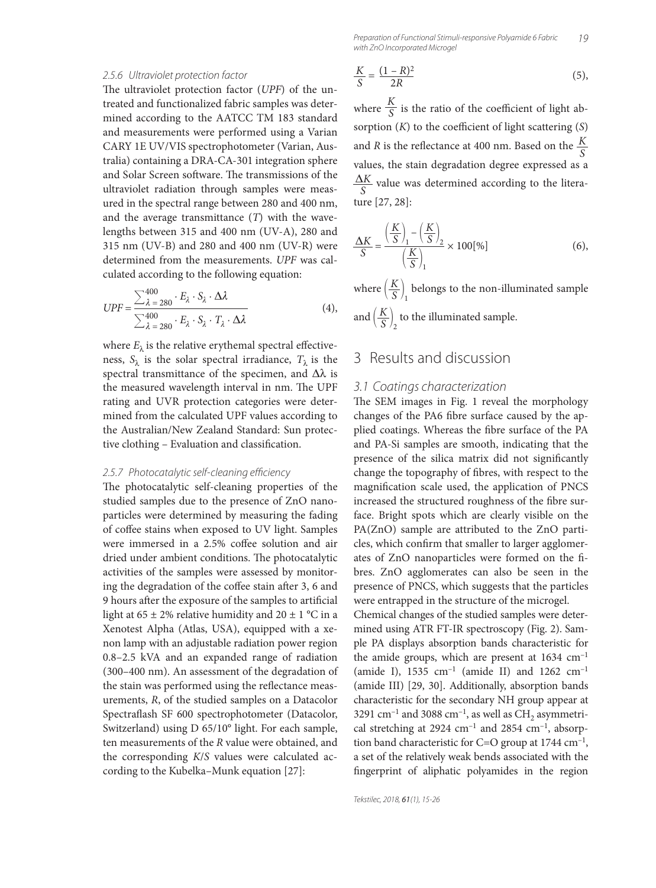#### 2.5.6 Ultraviolet protection factor

The ultraviolet protection factor (*UPF*) of the untreated and functionalized fabric samples was determined according to the AATCC TM 183 standard and measurements were performed using a Varian CARY 1E UV/VIS spectrophotometer (Varian, Australia) containing a DRA-CA-301 integration sphere and Solar Screen software. The transmissions of the ultraviolet radiation through samples were measured in the spectral range between 280 and 400 nm, and the average transmittance (*T*) with the wavelengths between 315 and 400 nm (UV-A), 280 and 315 nm (UV-B) and 280 and 400 nm (UV-R) were determined from the measurements. *UPF* was calculated according to the following equation:

$$UPF = \frac{\sum_{\lambda=280}^{400} \cdot E_\lambda \cdot S_\lambda \cdot \Delta\lambda}{\sum_{\lambda=280}^{400} \cdot E_\lambda \cdot S_\lambda \cdot T_\lambda \cdot \Delta\lambda} \quad (4),$$

where $E_\lambda$ is the relative erythemal spectral effectiveness, $S_\lambda$ is the solar spectral irradiance, $T_\lambda$ is the spectral transmittance of the specimen, and $\Delta\lambda$ is the measured wavelength interval in nm. The UPF rating and UVR protection categories were determined from the calculated UPF values according to the Australian/New Zealand Standard: Sun protective clothing – Evaluation and classification.

#### 2.5.7 Photocatalytic self-cleaning efficiency

The photocatalytic self-cleaning properties of the studied samples due to the presence of ZnO nanoparticles were determined by measuring the fading of coffee stains when exposed to UV light. Samples were immersed in a 2.5% coffee solution and air dried under ambient conditions. The photocatalytic activities of the samples were assessed by monitoring the degradation of the coffee stain after 3, 6 and 9 hours after the exposure of the samples to artificial light at 65 ± 2% relative humidity and 20 ± 1 °C in a Xenotest Alpha (Atlas, USA), equipped with a xenon lamp with an adjustable radiation power region 0.8–2.5 kVA and an expanded range of radiation (300–400 nm). An assessment of the degradation of the stain was performed using the reflectance measurements, *R*, of the studied samples on a Datacolor Spectraflash SF 600 spectrophotometer (Datacolor, Switzerland) using D 65/10° light. For each sample, ten measurements of the *R* value were obtained, and the corresponding *K*/*S* values were calculated according to the Kubelka–Munk equation [27]:

$$\frac{K}{S} = \frac{(1-R)^2}{2R} \quad (5),$$

where $\frac{K}{S}$ is the ratio of the coefficient of light absorption (*K*) to the coefficient of light scattering (*S*) and *R* is the reflectance at 400 nm. Based on the $\frac{K}{S}$ values, the stain degradation degree expressed as a $\frac{\Delta K}{S}$ value was determined according to the literature [27, 28]:

$$\frac{\Delta K}{S} = \frac{\left(\frac{K}{S}\right)_1 - \left(\frac{K}{S}\right)_2}{\left(\frac{K}{S}\right)_1} \times 100[\%] \quad (6),$$

where $\left(\frac{K}{S}\right)_1$ belongs to the non-illuminated sample and $\left(\frac{K}{S}\right)_2$ to the illuminated sample.

## 3 Results and discussion

### 3.1 Coatings characterization

The SEM images in Fig. 1 reveal the morphology changes of the PA6 fibre surface caused by the applied coatings. Whereas the fibre surface of the PA and PA-Si samples are smooth, indicating that the presence of the silica matrix did not significantly change the topography of fibres, with respect to the magnification scale used, the application of PNCS increased the structured roughness of the fibre surface. Bright spots which are clearly visible on the PA(ZnO) sample are attributed to the ZnO particles, which confirm that smaller to larger agglomerates of ZnO nanoparticles were formed on the fibres. ZnO agglomerates can also be seen in the presence of PNCS, which suggests that the particles were entrapped in the structure of the microgel.

Chemical changes of the studied samples were determined using ATR FT-IR spectroscopy (Fig. 2). Sample PA displays absorption bands characteristic for the amide groups, which are present at 1634 cm$^{-1}$ (amide I), 1535 cm$^{-1}$ (amide II) and 1262 cm$^{-1}$ (amide III) [29, 30]. Additionally, absorption bands characteristic for the secondary NH group appear at 3291 cm$^{-1}$ and 3088 cm$^{-1}$, as well as $CH_2$ asymmetrical stretching at 2924 cm$^{-1}$ and 2854 cm$^{-1}$, absorption band characteristic for C=O group at 1744 cm$^{-1}$, a set of the relatively weak bends associated with the fingerprint of aliphatic polyamides in the region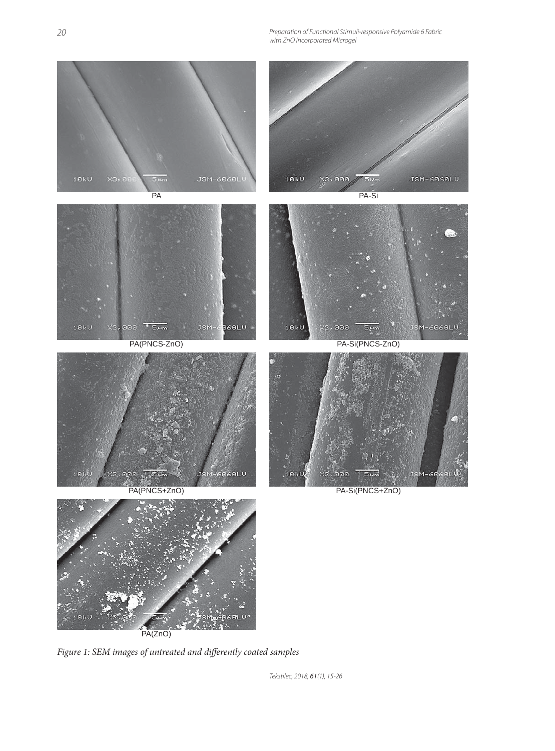PA

PA-Si

PA(PNCS-ZnO)

PA-Si(PNCS-ZnO)

PA(PNCS+ZnO)

PA-Si(PNCS+ZnO)

PA(ZnO)

*Figure 1: SEM images of untreated and differently coated samples*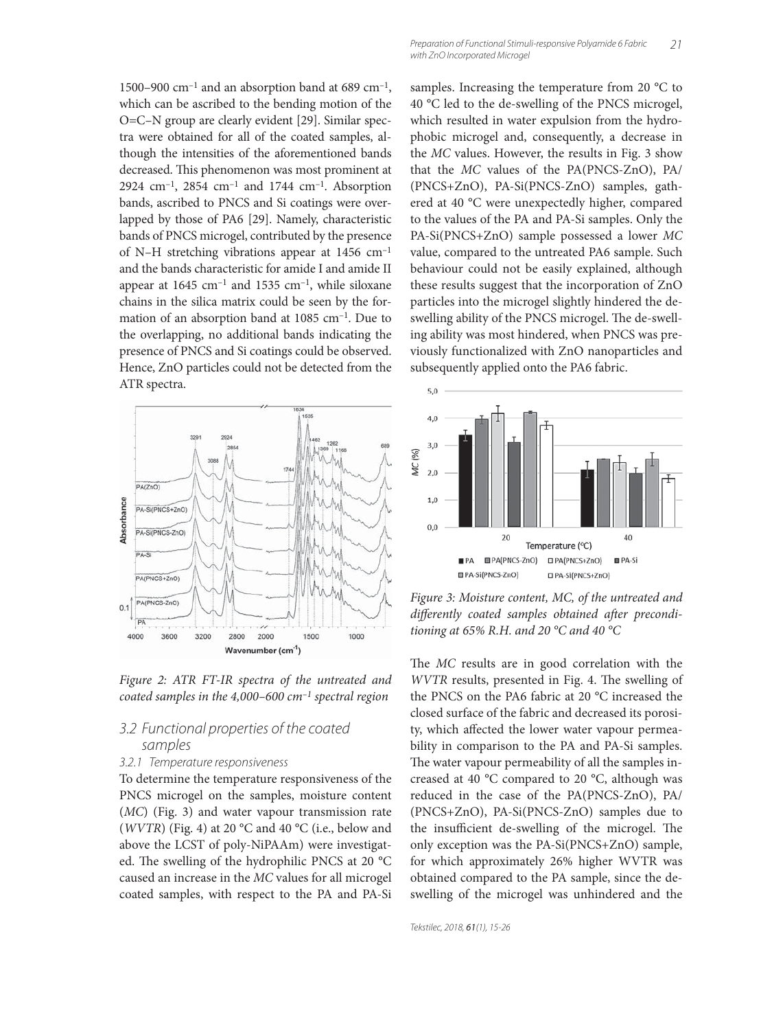1500–900 cm$^{-1}$ and an absorption band at 689 cm$^{-1}$, which can be ascribed to the bending motion of the O=C–N group are clearly evident [29]. Similar spectra were obtained for all of the coated samples, although the intensities of the aforementioned bands decreased. This phenomenon was most prominent at 2924 cm$^{-1}$, 2854 cm$^{-1}$ and 1744 cm$^{-1}$. Absorption bands, ascribed to PNCS and Si coatings were overlapped by those of PA6 [29]. Namely, characteristic bands of PNCS microgel, contributed by the presence of N–H stretching vibrations appear at 1456 cm$^{-1}$ and the bands characteristic for amide I and amide II appear at 1645 cm$^{-1}$ and 1535 cm$^{-1}$, while siloxane chains in the silica matrix could be seen by the formation of an absorption band at 1085 cm$^{-1}$. Due to the overlapping, no additional bands indicating the presence of PNCS and Si coatings could be observed. Hence, ZnO particles could not be detected from the ATR spectra.

*Figure 2: ATR FT-IR spectra of the untreated and coated samples in the 4,000–600 cm$^{-1}$ spectral region*

### 3.2 Functional properties of the coated samples

#### 3.2.1 Temperature responsiveness

To determine the temperature responsiveness of the PNCS microgel on the samples, moisture content (*MC*) (Fig. 3) and water vapour transmission rate (*WVTR*) (Fig. 4) at 20 °C and 40 °C (i.e., below and above the LCST of poly-NiPAAm) were investigated. The swelling of the hydrophilic PNCS at 20 °C caused an increase in the *MC* values for all microgel coated samples, with respect to the PA and PA-Si samples. Increasing the temperature from 20 °C to 40 °C led to the de-swelling of the PNCS microgel, which resulted in water expulsion from the hydrophobic microgel and, consequently, a decrease in the *MC* values. However, the results in Fig. 3 show that the *MC* values of the PA(PNCS-ZnO), PA/(PNCS+ZnO), PA-Si(PNCS-ZnO) samples, gathered at 40 °C were unexpectedly higher, compared to the values of the PA and PA-Si samples. Only the PA-Si(PNCS+ZnO) sample possessed a lower *MC* value, compared to the untreated PA6 sample. Such behaviour could not be easily explained, although these results suggest that the incorporation of ZnO particles into the microgel slightly hindered the de-swelling ability of the PNCS microgel. The de-swelling ability was most hindered, when PNCS was previously functionalized with ZnO nanoparticles and subsequently applied onto the PA6 fabric.

*Figure 3: Moisture content, MC, of the untreated and differently coated samples obtained after preconditioning at 65% R.H. and 20 °C and 40 °C*

The *MC* results are in good correlation with the *WVTR* results, presented in Fig. 4. The swelling of the PNCS on the PA6 fabric at 20 °C increased the closed surface of the fabric and decreased its porosity, which affected the lower water vapour permeability in comparison to the PA and PA-Si samples. The water vapour permeability of all the samples increased at 40 °C compared to 20 °C, although was reduced in the case of the PA(PNCS-ZnO), PA/(PNCS+ZnO), PA-Si(PNCS-ZnO) samples due to the insufficient de-swelling of the microgel. The only exception was the PA-Si(PNCS+ZnO) sample, for which approximately 26% higher WVTR was obtained compared to the PA sample, since the de-swelling of the microgel was unhindered and the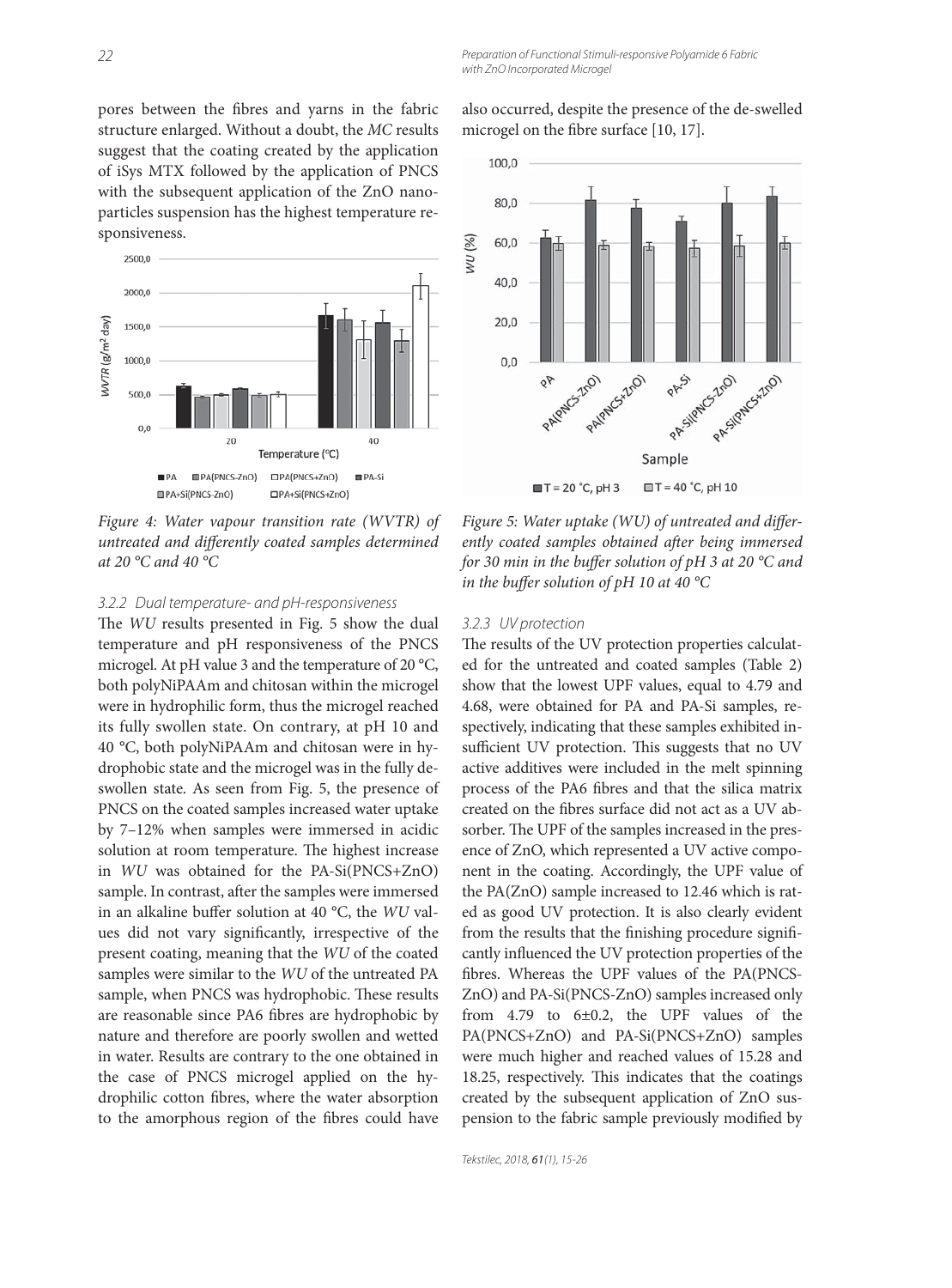pores between the fibres and yarns in the fabric structure enlarged. Without a doubt, the *MC* results suggest that the coating created by the application of iSys MTX followed by the application of PNCS with the subsequent application of the ZnO nanoparticles suspension has the highest temperature responsiveness.

*Figure 4: Water vapour transition rate (WVTR) of untreated and differently coated samples determined at 20 °C and 40 °C*

### 3.2.2 Dual temperature- and pH-responsiveness

The *WU* results presented in Fig. 5 show the dual temperature and pH responsiveness of the PNCS microgel. At pH value 3 and the temperature of 20 °C, both polyNiPAAm and chitosan within the microgel were in hydrophilic form, thus the microgel reached its fully swollen state. On contrary, at pH 10 and 40 °C, both polyNiPAAm and chitosan were in hydrophobic state and the microgel was in the fully de-swollen state. As seen from Fig. 5, the presence of PNCS on the coated samples increased water uptake by 7–12% when samples were immersed in acidic solution at room temperature. The highest increase in *WU* was obtained for the PA-Si(PNCS+ZnO) sample. In contrast, after the samples were immersed in an alkaline buffer solution at 40 °C, the *WU* values did not vary significantly, irrespective of the present coating, meaning that the *WU* of the coated samples were similar to the *WU* of the untreated PA sample, when PNCS was hydrophobic. These results are reasonable since PA6 fibres are hydrophobic by nature and therefore are poorly swollen and wetted in water. Results are contrary to the one obtained in the case of PNCS microgel applied on the hydrophilic cotton fibres, where the water absorption to the amorphous region of the fibres could have also occurred, despite the presence of the de-swelled microgel on the fibre surface [10, 17].

*Figure 5: Water uptake (WU) of untreated and differently coated samples obtained after being immersed for 30 min in the buffer solution of pH 3 at 20 °C and in the buffer solution of pH 10 at 40 °C*

### 3.2.3 UV protection

The results of the UV protection properties calculated for the untreated and coated samples (Table 2) show that the lowest UPF values, equal to 4.79 and 4.68, were obtained for PA and PA-Si samples, respectively, indicating that these samples exhibited insufficient UV protection. This suggests that no UV active additives were included in the melt spinning process of the PA6 fibres and that the silica matrix created on the fibres surface did not act as a UV absorber. The UPF of the samples increased in the presence of ZnO, which represented a UV active component in the coating. Accordingly, the UPF value of the PA(ZnO) sample increased to 12.46 which is rated as good UV protection. It is also clearly evident from the results that the finishing procedure significantly influenced the UV protection properties of the fibres. Whereas the UPF values of the PA(PNCS-ZnO) and PA-Si(PNCS-ZnO) samples increased only from 4.79 to 6±0.2, the UPF values of the PA(PNCS+ZnO) and PA-Si(PNCS+ZnO) samples were much higher and reached values of 15.28 and 18.25, respectively. This indicates that the coatings created by the subsequent application of ZnO suspension to the fabric sample previously modified by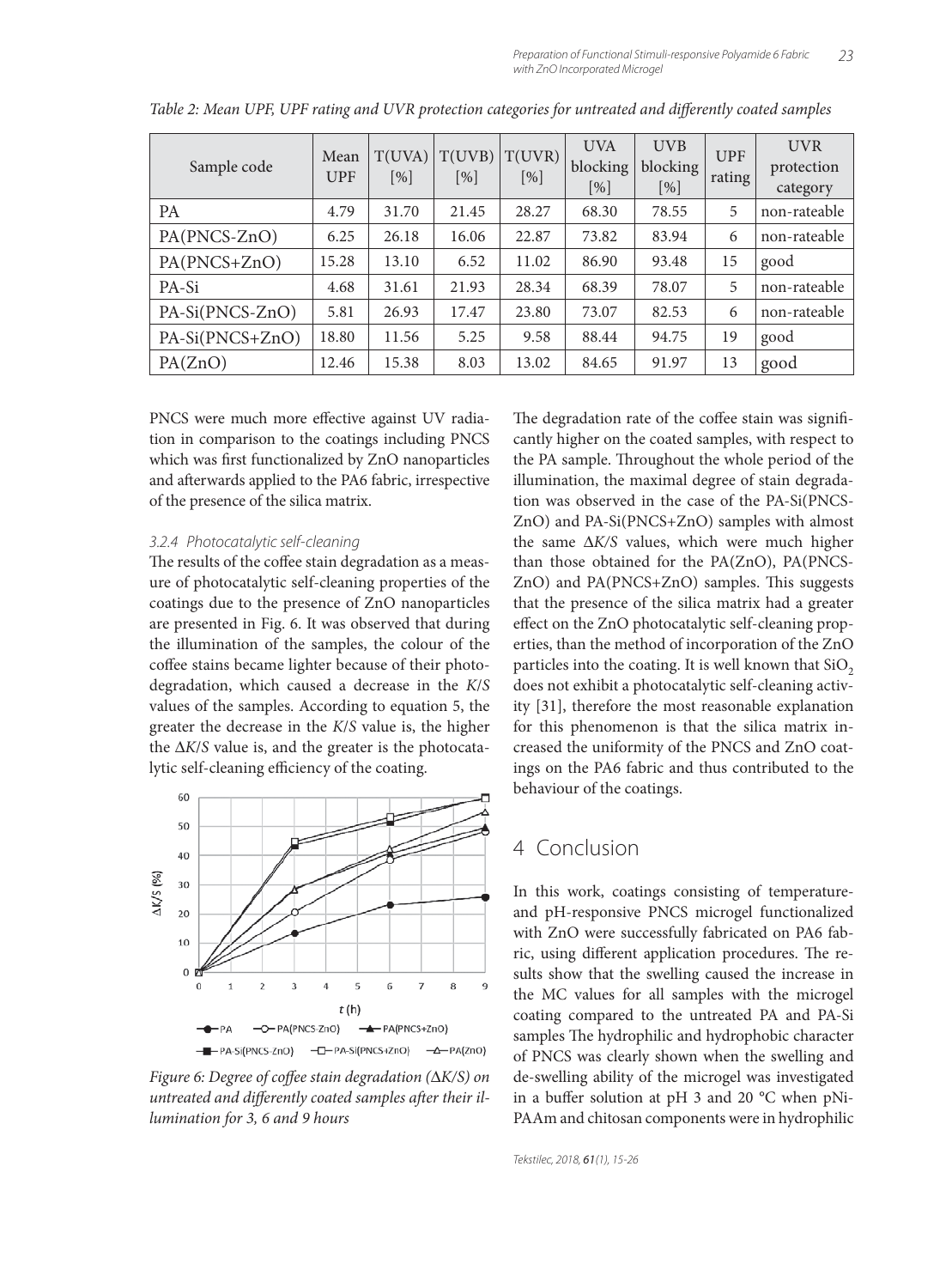Table 2: Mean UPF, UPF rating and UVR protection categories for untreated and differently coated samples

| Sample code | Mean UPF | T(UVA) [%] | T(UVB) [%] | T(UVR) [%] | UVA blocking [%] | UVB blocking [%] | UPF rating | UVR protection category |
|---|---|---|---|---|---|---|---|---|
| PA | 4.79 | 31.70 | 21.45 | 28.27 | 68.30 | 78.55 | 5 | non-rateable |
| PA(PNCS-ZnO) | 6.25 | 26.18 | 16.06 | 22.87 | 73.82 | 83.94 | 6 | non-rateable |
| PA(PNCS+ZnO) | 15.28 | 13.10 | 6.52 | 11.02 | 86.90 | 93.48 | 15 | good |
| PA-Si | 4.68 | 31.61 | 21.93 | 28.34 | 68.39 | 78.07 | 5 | non-rateable |
| PA-Si(PNCS-ZnO) | 5.81 | 26.93 | 17.47 | 23.80 | 73.07 | 82.53 | 6 | non-rateable |
| PA-Si(PNCS+ZnO) | 18.80 | 11.56 | 5.25 | 9.58 | 88.44 | 94.75 | 19 | good |
| PA(ZnO) | 12.46 | 15.38 | 8.03 | 13.02 | 84.65 | 91.97 | 13 | good |

PNCS were much more effective against UV radiation in comparison to the coatings including PNCS which was first functionalized by ZnO nanoparticles and afterwards applied to the PA6 fabric, irrespective of the presence of the silica matrix.

### 3.2.4 Photocatalytic self-cleaning

The results of the coffee stain degradation as a measure of photocatalytic self-cleaning properties of the coatings due to the presence of ZnO nanoparticles are presented in Fig. 6. It was observed that during the illumination of the samples, the colour of the coffee stains became lighter because of their photodegradation, which caused a decrease in the $K/S$ values of the samples. According to equation 5, the greater the decrease in the $K/S$ value is, the higher the $\Delta K/S$ value is, and the greater is the photocatalytic self-cleaning efficiency of the coating.

Figure 6: Degree of coffee stain degradation ($\Delta K/S$) on untreated and differently coated samples after their illumination for 3, 6 and 9 hours

The degradation rate of the coffee stain was significantly higher on the coated samples, with respect to the PA sample. Throughout the whole period of the illumination, the maximal degree of stain degradation was observed in the case of the PA-Si(PNCS-ZnO) and PA-Si(PNCS+ZnO) samples with almost the same $\Delta K/S$ values, which were much higher than those obtained for the PA(ZnO), PA(PNCS-ZnO) and PA(PNCS+ZnO) samples. This suggests that the presence of the silica matrix had a greater effect on the ZnO photocatalytic self-cleaning properties, than the method of incorporation of the ZnO particles into the coating. It is well known that $SiO_2$ does not exhibit a photocatalytic self-cleaning activity [31], therefore the most reasonable explanation for this phenomenon is that the silica matrix increased the uniformity of the PNCS and ZnO coatings on the PA6 fabric and thus contributed to the behaviour of the coatings.

## 4 Conclusion

In this work, coatings consisting of temperature- and pH-responsive PNCS microgel functionalized with ZnO were successfully fabricated on PA6 fabric, using different application procedures. The results show that the swelling caused the increase in the MC values for all samples with the microgel coating compared to the untreated PA and PA-Si samples The hydrophilic and hydrophobic character of PNCS was clearly shown when the swelling and de-swelling ability of the microgel was investigated in a buffer solution at pH 3 and 20 °C when pNiPAAm and chitosan components were in hydrophilic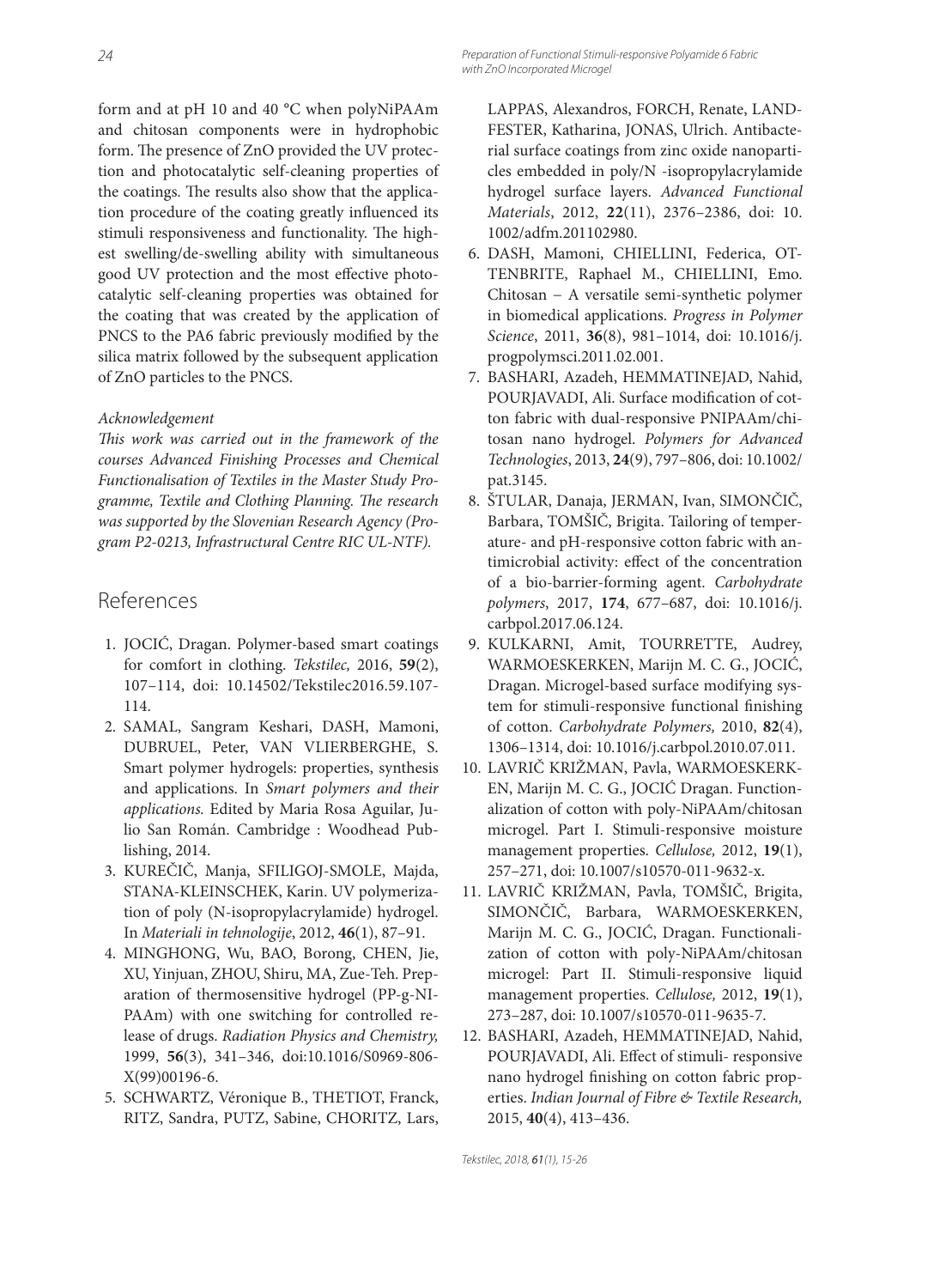form and at pH 10 and 40 °C when polyNiPAAm and chitosan components were in hydrophobic form. The presence of ZnO provided the UV protection and photocatalytic self-cleaning properties of the coatings. The results also show that the application procedure of the coating greatly influenced its stimuli responsiveness and functionality. The highest swelling/de-swelling ability with simultaneous good UV protection and the most effective photocatalytic self-cleaning properties was obtained for the coating that was created by the application of PNCS to the PA6 fabric previously modified by the silica matrix followed by the subsequent application of ZnO particles to the PNCS.

*Acknowledgement*

*This work was carried out in the framework of the courses Advanced Finishing Processes and Chemical Functionalisation of Textiles in the Master Study Programme, Textile and Clothing Planning. The research was supported by the Slovenian Research Agency (Program P2-0213, Infrastructural Centre RIC UL-NTF).*

## References

1. JOCIĆ, Dragan. Polymer-based smart coatings for comfort in clothing. *Tekstilec,* 2016, **59**(2), 107–114, doi: 10.14502/Tekstilec2016.59.107-114.
2. SAMAL, Sangram Keshari, DASH, Mamoni, DUBRUEL, Peter, VAN VLIERBERGHE, S. Smart polymer hydrogels: properties, synthesis and applications. In *Smart polymers and their applications.* Edited by Maria Rosa Aguilar, Julio San Román. Cambridge : Woodhead Publishing, 2014.
3. KUREČIČ, Manja, SFILIGOJ-SMOLE, Majda, STANA-KLEINSCHEK, Karin. UV polymerization of poly (N-isopropylacrylamide) hydrogel. In *Materiali in tehnologije*, 2012, **46**(1), 87–91.
4. MINGHONG, Wu, BAO, Borong, CHEN, Jie, XU, Yinjuan, ZHOU, Shiru, MA, Zue-Teh. Preparation of thermosensitive hydrogel (PP-g-NIPAAm) with one switching for controlled release of drugs. *Radiation Physics and Chemistry,* 1999, **56**(3), 341–346, doi:10.1016/S0969-806-X(99)00196-6.
5. SCHWARTZ, Véronique B., THETIOT, Franck, RITZ, Sandra, PUTZ, Sabine, CHORITZ, Lars, LAPPAS, Alexandros, FORCH, Renate, LANDFESTER, Katharina, JONAS, Ulrich. Antibacterial surface coatings from zinc oxide nanoparticles embedded in poly/N -isopropylacrylamide hydrogel surface layers. *Advanced Functional Materials*, 2012, **22**(11), 2376–2386, doi: 10.1002/adfm.201102980.
6. DASH, Mamoni, CHIELLINI, Federica, OTTENBRITE, Raphael M., CHIELLINI, Emo. Chitosan – A versatile semi-synthetic polymer in biomedical applications. *Progress in Polymer Science*, 2011, **36**(8), 981–1014, doi: 10.1016/j.progpolymsci.2011.02.001.
7. BASHARI, Azadeh, HEMMATINEJAD, Nahid, POURJAVADI, Ali. Surface modification of cotton fabric with dual-responsive PNIPAAm/chitosan nano hydrogel. *Polymers for Advanced Technologies*, 2013, **24**(9), 797–806, doi: 10.1002/pat.3145.
8. ŠTULAR, Danaja, JERMAN, Ivan, SIMONČIČ, Barbara, TOMŠIČ, Brigita. Tailoring of temperature- and pH-responsive cotton fabric with antimicrobial activity: effect of the concentration of a bio-barrier-forming agent. *Carbohydrate polymers*, 2017, **174**, 677–687, doi: 10.1016/j.carbpol.2017.06.124.
9. KULKARNI, Amit, TOURRETTE, Audrey, WARMOESKERKEN, Marijn M. C. G., JOCIĆ, Dragan. Microgel-based surface modifying system for stimuli-responsive functional finishing of cotton. *Carbohydrate Polymers,* 2010, **82**(4), 1306–1314, doi: 10.1016/j.carbpol.2010.07.011.
10. LAVRIČ KRIŽMAN, Pavla, WARMOESKERKEN, Marijn M. C. G., JOCIĆ Dragan. Functionalization of cotton with poly-NiPAAm/chitosan microgel. Part I. Stimuli-responsive moisture management properties. *Cellulose,* 2012, **19**(1), 257–271, doi: 10.1007/s10570-011-9632-x.
11. LAVRIČ KRIŽMAN, Pavla, TOMŠIČ, Brigita, SIMONČIČ, Barbara, WARMOESKERKEN, Marijn M. C. G., JOCIĆ, Dragan. Functionalization of cotton with poly-NiPAAm/chitosan microgel: Part II. Stimuli-responsive liquid management properties. *Cellulose,* 2012, **19**(1), 273–287, doi: 10.1007/s10570-011-9635-7.
12. BASHARI, Azadeh, HEMMATINEJAD, Nahid, POURJAVADI, Ali. Effect of stimuli- responsive nano hydrogel finishing on cotton fabric properties. *Indian Journal of Fibre & Textile Research,* 2015, **40**(4), 413–436.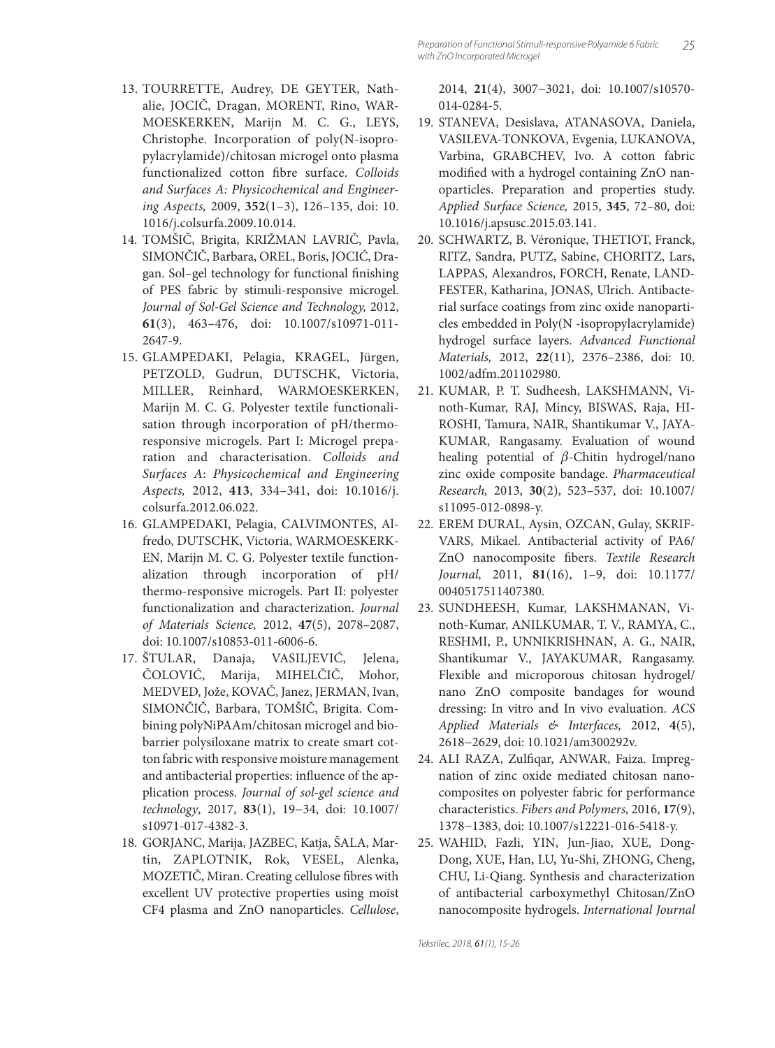13. TOURRETTE, Audrey, DE GEYTER, Nathalie, JOCIČ, Dragan, MORENT, Rino, WARMOESKERKEN, Marijn M. C. G., LEYS, Christophe. Incorporation of poly(N-isopropylacrylamide)/chitosan microgel onto plasma functionalized cotton fibre surface. *Colloids and Surfaces A: Physicochemical and Engineering Aspects,* 2009, **352**(1–3), 126–135, doi: 10.1016/j.colsurfa.2009.10.014.
14. TOMŠIČ, Brigita, KRIŽMAN LAVRIČ, Pavla, SIMONČIČ, Barbara, OREL, Boris, JOCIĆ, Dragan. Sol–gel technology for functional finishing of PES fabric by stimuli-responsive microgel. *Journal of Sol-Gel Science and Technology,* 2012, **61**(3), 463–476, doi: 10.1007/s10971-011-2647-9.
15. GLAMPEDAKI, Pelagia, KRAGEL, Jürgen, PETZOLD, Gudrun, DUTSCHK, Victoria, MILLER, Reinhard, WARMOESKERKEN, Marijn M. C. G. Polyester textile functionalisation through incorporation of pH/thermo-responsive microgels. Part I: Microgel preparation and characterisation. *Colloids and Surfaces A: Physicochemical and Engineering Aspects,* 2012, **413**, 334–341, doi: 10.1016/j.colsurfa.2012.06.022.
16. GLAMPEDAKI, Pelagia, CALVIMONTES, Alfredo, DUTSCHK, Victoria, WARMOESKERKEN, Marijn M. C. G. Polyester textile functionalization through incorporation of pH/thermo-responsive microgels. Part II: polyester functionalization and characterization. *Journal of Materials Science,* 2012, **47**(5), 2078–2087, doi: 10.1007/s10853-011-6006-6.
17. ŠTULAR, Danaja, VASILJEVIĆ, Jelena, ČOLOVIĆ, Marija, MIHELČIČ, Mohor, MEDVED, Jože, KOVAČ, Janez, JERMAN, Ivan, SIMONČIČ, Barbara, TOMŠIČ, Brigita. Combining polyNiPAAm/chitosan microgel and bio-barrier polysiloxane matrix to create smart cotton fabric with responsive moisture management and antibacterial properties: influence of the application process. *Journal of sol-gel science and technology*, 2017, **83**(1), 19–34, doi: 10.1007/s10971-017-4382-3.
18. GORJANC, Marija, JAZBEC, Katja, ŠALA, Martin, ZAPLOTNIK, Rok, VESEL, Alenka, MOZETIČ, Miran. Creating cellulose fibres with excellent UV protective properties using moist CF4 plasma and ZnO nanoparticles. *Cellulose*, 2014, **21**(4), 3007–3021, doi: 10.1007/s10570-014-0284-5.
19. STANEVA, Desislava, ATANASOVA, Daniela, VASILEVA-TONKOVA, Evgenia, LUKANOVA, Varbina, GRABCHEV, Ivo. A cotton fabric modified with a hydrogel containing ZnO nanoparticles. Preparation and properties study. *Applied Surface Science,* 2015, **345**, 72–80, doi: 10.1016/j.apsusc.2015.03.141.
20. SCHWARTZ, B. Véronique, THETIOT, Franck, RITZ, Sandra, PUTZ, Sabine, CHORITZ, Lars, LAPPAS, Alexandros, FORCH, Renate, LANDFESTER, Katharina, JONAS, Ulrich. Antibacterial surface coatings from zinc oxide nanoparticles embedded in Poly(N -isopropylacrylamide) hydrogel surface layers. *Advanced Functional Materials,* 2012, **22**(11), 2376–2386, doi: 10.1002/adfm.201102980.
21. KUMAR, P. T. Sudheesh, LAKSHMANN, Vinoth-Kumar, RAJ, Mincy, BISWAS, Raja, HIROSHI, Tamura, NAIR, Shantikumar V., JAYAKUMAR, Rangasamy. Evaluation of wound healing potential of $\beta$-Chitin hydrogel/nano zinc oxide composite bandage. *Pharmaceutical Research,* 2013, **30**(2), 523–537, doi: 10.1007/s11095-012-0898-y.
22. EREM DURAL, Aysin, OZCAN, Gulay, SKRIFVARS, Mikael. Antibacterial activity of PA6/ZnO nanocomposite fibers. *Textile Research Journal,* 2011, **81**(16), 1–9, doi: 10.1177/0040517511407380.
23. SUNDHEESH, Kumar, LAKSHMANAN, Vinoth-Kumar, ANILKUMAR, T. V., RAMYA, C., RESHMI, P., UNNIKRISHNAN, A. G., NAIR, Shantikumar V., JAYAKUMAR, Rangasamy. Flexible and microporous chitosan hydrogel/nano ZnO composite bandages for wound dressing: In vitro and In vivo evaluation. *ACS Applied Materials & Interfaces,* 2012, **4**(5), 2618–2629, doi: 10.1021/am300292v.
24. ALI RAZA, Zulfiqar, ANWAR, Faiza. Impregnation of zinc oxide mediated chitosan nanocomposites on polyester fabric for performance characteristics. *Fibers and Polymers,* 2016, **17**(9), 1378–1383, doi: 10.1007/s12221-016-5418-y.
25. WAHID, Fazli, YIN, Jun-Jiao, XUE, Dong-Dong, XUE, Han, LU, Yu-Shi, ZHONG, Cheng, CHU, Li-Qiang. Synthesis and characterization of antibacterial carboxymethyl Chitosan/ZnO nanocomposite hydrogels. *International Journal*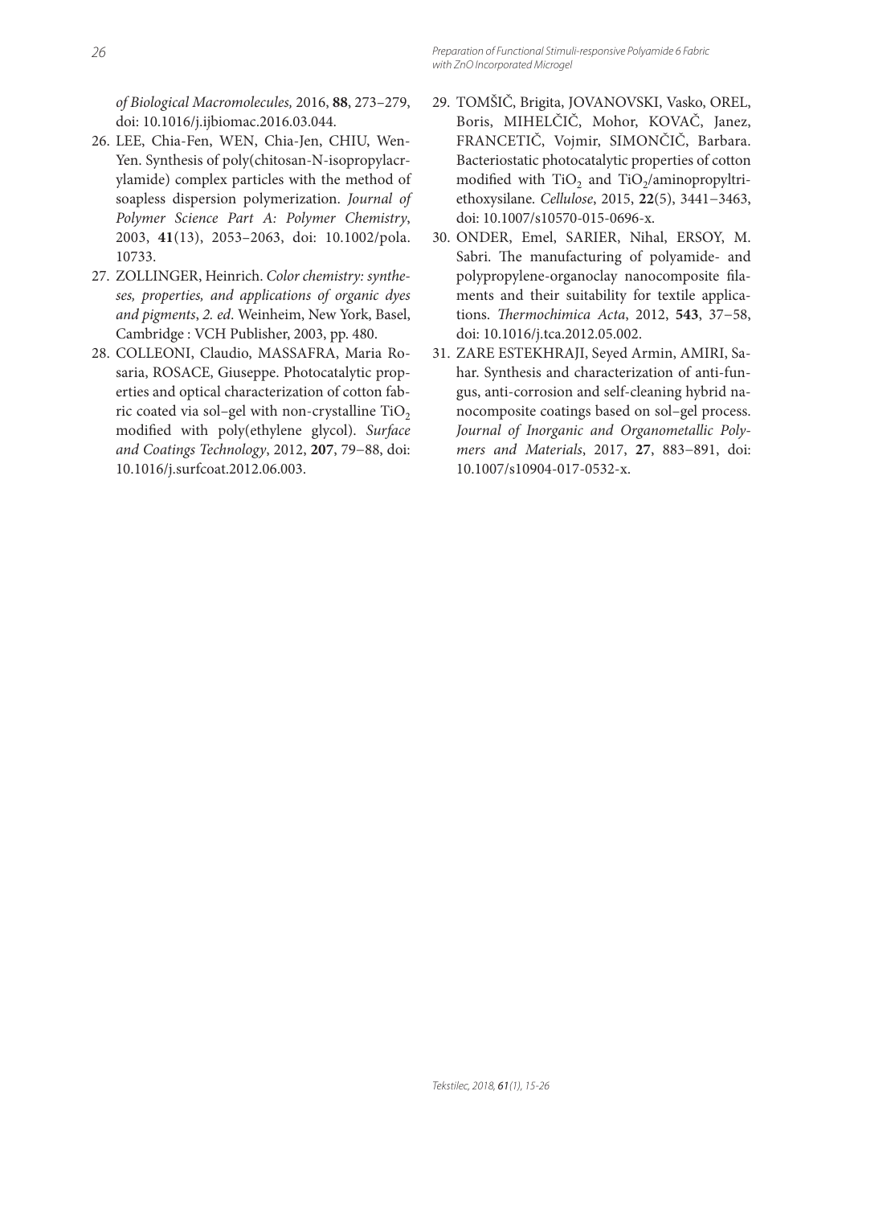*of Biological Macromolecules,* 2016, **88**, 273–279, doi: 10.1016/j.ijbiomac.2016.03.044.

26. LEE, Chia-Fen, WEN, Chia-Jen, CHIU, Wen-Yen. Synthesis of poly(chitosan-N-isopropylacrylamide) complex particles with the method of soapless dispersion polymerization. *Journal of Polymer Science Part A: Polymer Chemistry*, 2003, **41**(13), 2053–2063, doi: 10.1002/pola.10733.
27. ZOLLINGER, Heinrich. *Color chemistry: syntheses, properties, and applications of organic dyes and pigments*, *2. ed*. Weinheim, New York, Basel, Cambridge : VCH Publisher, 2003, pp. 480.
28. COLLEONI, Claudio, MASSAFRA, Maria Rosaria, ROSACE, Giuseppe. Photocatalytic properties and optical characterization of cotton fabric coated via sol–gel with non-crystalline $TiO_2$ modified with poly(ethylene glycol). *Surface and Coatings Technology*, 2012, **207**, 79−88, doi: 10.1016/j.surfcoat.2012.06.003.
29. TOMŠIČ, Brigita, JOVANOVSKI, Vasko, OREL, Boris, MIHELČIČ, Mohor, KOVAČ, Janez, FRANCETIČ, Vojmir, SIMONČIČ, Barbara. Bacteriostatic photocatalytic properties of cotton modified with $TiO_2$ and $TiO_2$/aminopropyltriethoxysilane. *Cellulose*, 2015, **22**(5), 3441−3463, doi: 10.1007/s10570-015-0696-x.
30. ONDER, Emel, SARIER, Nihal, ERSOY, M. Sabri. The manufacturing of polyamide- and polypropylene-organoclay nanocomposite filaments and their suitability for textile applications. *Thermochimica Acta*, 2012, **543**, 37−58, doi: 10.1016/j.tca.2012.05.002.
31. ZARE ESTEKHRAJI, Seyed Armin, AMIRI, Sahar. Synthesis and characterization of anti-fungus, anti-corrosion and self-cleaning hybrid nanocomposite coatings based on sol–gel process. *Journal of Inorganic and Organometallic Polymers and Materials*, 2017, **27**, 883−891, doi: 10.1007/s10904-017-0532-x.